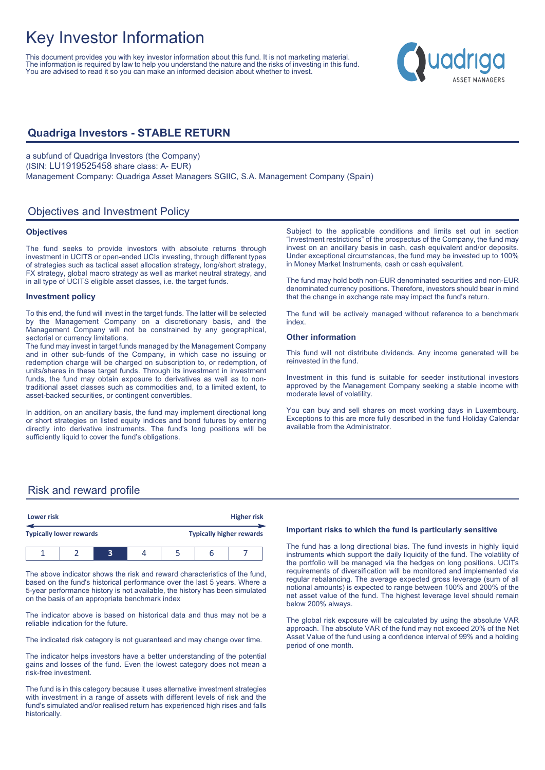# Key Investor Information

This document provides you with key investor information about this fund. It is not marketing material. The information is required by law to help you understand the nature and the risks of investing in this fund. You are advised to read it so you can make an informed decision about whether to invest.

## Quadriga Investors - STABLE RETURN

a subfund of Quadriga Investors (the Company)
(ISIN: LU1919525458 share class: A- EUR)
Management Company: Quadriga Asset Managers SGIIC, S.A. Management Company (Spain)

## Objectives and Investment Policy

### Objectives

The fund seeks to provide investors with absolute returns through investment in UCITS or open-ended UCIs investing, through different types of strategies such as tactical asset allocation strategy, long/short strategy, FX strategy, global macro strategy as well as market neutral strategy, and in all type of UCITS eligible asset classes, i.e. the target funds.

### Investment policy

To this end, the fund will invest in the target funds. The latter will be selected by the Management Company on a discretionary basis, and the Management Company will not be constrained by any geographical, sectorial or currency limitations.
The fund may invest in target funds managed by the Management Company and in other sub-funds of the Company, in which case no issuing or redemption charge will be charged on subscription to, or redemption, of units/shares in these target funds. Through its investment in investment funds, the fund may obtain exposure to derivatives as well as to non-traditional asset classes such as commodities and, to a limited extent, to asset-backed securities, or contingent convertibles.

In addition, on an ancillary basis, the fund may implement directional long or short strategies on listed equity indices and bond futures by entering directly into derivative instruments. The fund's long positions will be sufficiently liquid to cover the fund's obligations.

Subject to the applicable conditions and limits set out in section "Investment restrictions" of the prospectus of the Company, the fund may invest on an ancillary basis in cash, cash equivalent and/or deposits. Under exceptional circumstances, the fund may be invested up to 100% in Money Market Instruments, cash or cash equivalent.

The fund may hold both non-EUR denominated securities and non-EUR denominated currency positions. Therefore, investors should bear in mind that the change in exchange rate may impact the fund's return.

The fund will be actively managed without reference to a benchmark index.

### Other information

This fund will not distribute dividends. Any income generated will be reinvested in the fund.

Investment in this fund is suitable for seeder institutional investors approved by the Management Company seeking a stable income with moderate level of volatility.

You can buy and sell shares on most working days in Luxembourg. Exceptions to this are more fully described in the fund Holiday Calendar available from the Administrator.

## Risk and reward profile

**Lower risk** — **Higher risk**

**Typically lower rewards** — **Typically higher rewards**

| 1 | 2 | **3** | 4 | 5 | 6 | 7 |
|---|---|---|---|---|---|---|

The above indicator shows the risk and reward characteristics of the fund, based on the fund's historical performance over the last 5 years. Where a 5-year performance history is not available, the history has been simulated on the basis of an appropriate benchmark index

The indicator above is based on historical data and thus may not be a reliable indication for the future.

The indicated risk category is not guaranteed and may change over time.

The indicator helps investors have a better understanding of the potential gains and losses of the fund. Even the lowest category does not mean a risk-free investment.

The fund is in this category because it uses alternative investment strategies with investment in a range of assets with different levels of risk and the fund's simulated and/or realised return has experienced high rises and falls historically.

### Important risks to which the fund is particularly sensitive

The fund has a long directional bias. The fund invests in highly liquid instruments which support the daily liquidity of the fund. The volatility of the portfolio will be managed via the hedges on long positions. UCITs requirements of diversification will be monitored and implemented via regular rebalancing. The average expected gross leverage (sum of all notional amounts) is expected to range between 100% and 200% of the net asset value of the fund. The highest leverage level should remain below 200% always.

The global risk exposure will be calculated by using the absolute VAR approach. The absolute VAR of the fund may not exceed 20% of the Net Asset Value of the fund using a confidence interval of 99% and a holding period of one month.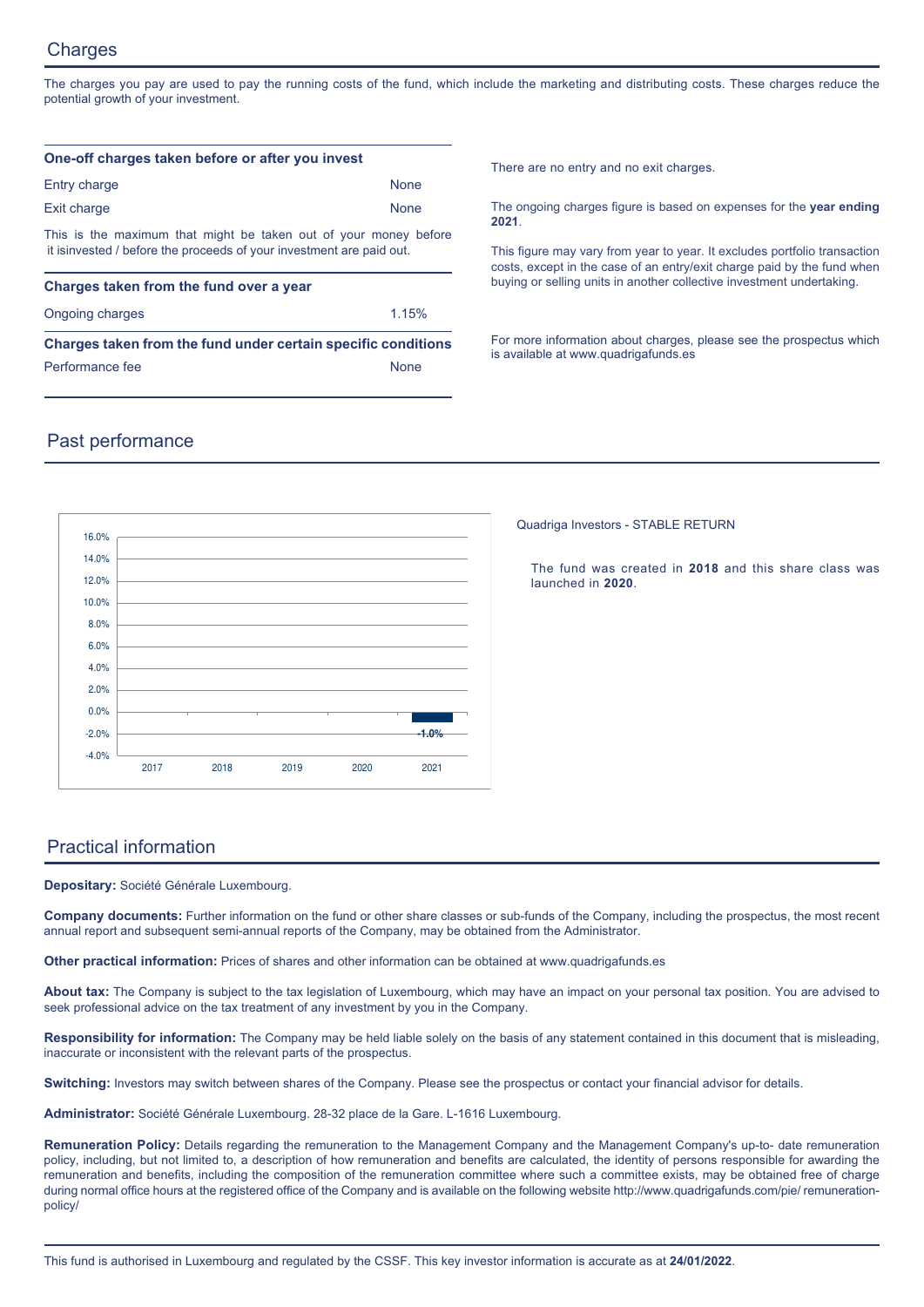## Charges

The charges you pay are used to pay the running costs of the fund, which include the marketing and distributing costs. These charges reduce the potential growth of your investment.

| One-off charges taken before or after you invest | |
|---|---|
| Entry charge | None |
| Exit charge | None |
| This is the maximum that might be taken out of your money before it isinvested / before the proceeds of your investment are paid out. | |
| **Charges taken from the fund over a year** | |
| Ongoing charges | 1.15% |
| **Charges taken from the fund under certain specific conditions** | |
| Performance fee | None |

There are no entry and no exit charges.

The ongoing charges figure is based on expenses for the **year ending 2021**.

This figure may vary from year to year. It excludes portfolio transaction costs, except in the case of an entry/exit charge paid by the fund when buying or selling units in another collective investment undertaking.

For more information about charges, please see the prospectus which is available at www.quadrigafunds.es

## Past performance

16.0%
14.0%
12.0%
10.0%
8.0%
6.0%
4.0%
2.0%
0.0%
-2.0%
-4.0%

-1.0%

2017 2018 2019 2020 2021

Quadriga Investors - STABLE RETURN

The fund was created in **2018** and this share class was launched in **2020**.

## Practical information

**Depositary:** Société Générale Luxembourg.

**Company documents:** Further information on the fund or other share classes or sub-funds of the Company, including the prospectus, the most recent annual report and subsequent semi-annual reports of the Company, may be obtained from the Administrator.

**Other practical information:** Prices of shares and other information can be obtained at www.quadrigafunds.es

**About tax:** The Company is subject to the tax legislation of Luxembourg, which may have an impact on your personal tax position. You are advised to seek professional advice on the tax treatment of any investment by you in the Company.

**Responsibility for information:** The Company may be held liable solely on the basis of any statement contained in this document that is misleading, inaccurate or inconsistent with the relevant parts of the prospectus.

**Switching:** Investors may switch between shares of the Company. Please see the prospectus or contact your financial advisor for details.

**Administrator:** Société Générale Luxembourg. 28-32 place de la Gare. L-1616 Luxembourg.

**Remuneration Policy:** Details regarding the remuneration to the Management Company and the Management Company's up-to- date remuneration policy, including, but not limited to, a description of how remuneration and benefits are calculated, the identity of persons responsible for awarding the remuneration and benefits, including the composition of the remuneration committee where such a committee exists, may be obtained free of charge during normal office hours at the registered office of the Company and is available on the following website http://www.quadrigafunds.com/pie/ remuneration-policy/

This fund is authorised in Luxembourg and regulated by the CSSF. This key investor information is accurate as at **24/01/2022**.